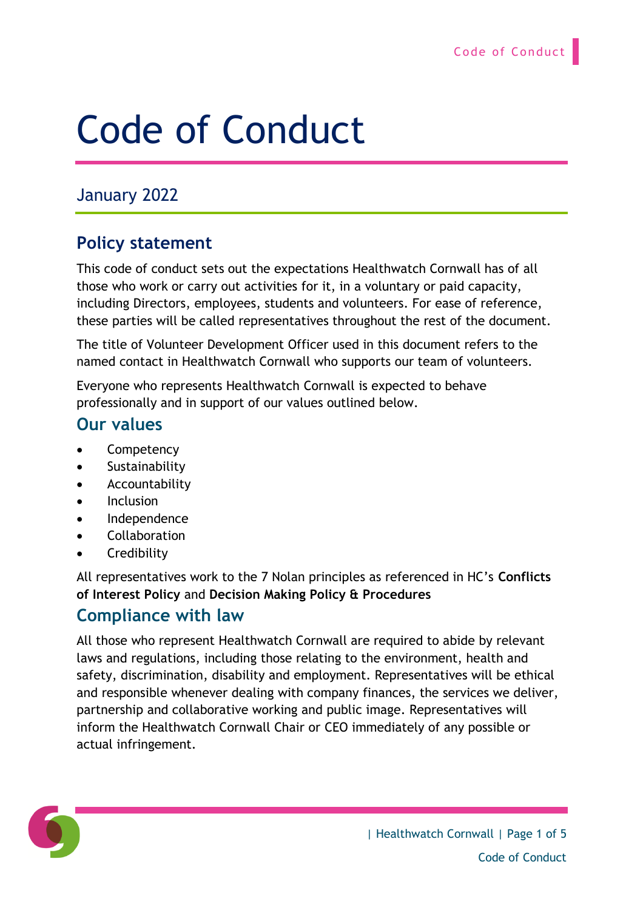# Code of Conduct

## January 2022

### Policy statement

This code of conduct sets out the expectations Healthwatch Cornwall has of all those who work or carry out activities for it, in a voluntary or paid capacity, including Directors, employees, students and volunteers. For ease of reference, these parties will be called representatives throughout the rest of the document.

The title of Volunteer Development Officer used in this document refers to the named contact in Healthwatch Cornwall who supports our team of volunteers.

Everyone who represents Healthwatch Cornwall is expected to behave professionally and in support of our values outlined below.

### Our values

- Competency
- Sustainability
- Accountability
- Inclusion
- Independence
- Collaboration
- Credibility

All representatives work to the 7 Nolan principles as referenced in HC's **Conflicts of Interest Policy** and **Decision Making Policy & Procedures**

### Compliance with law

All those who represent Healthwatch Cornwall are required to abide by relevant laws and regulations, including those relating to the environment, health and safety, discrimination, disability and employment. Representatives will be ethical and responsible whenever dealing with company finances, the services we deliver, partnership and collaborative working and public image. Representatives will inform the Healthwatch Cornwall Chair or CEO immediately of any possible or actual infringement.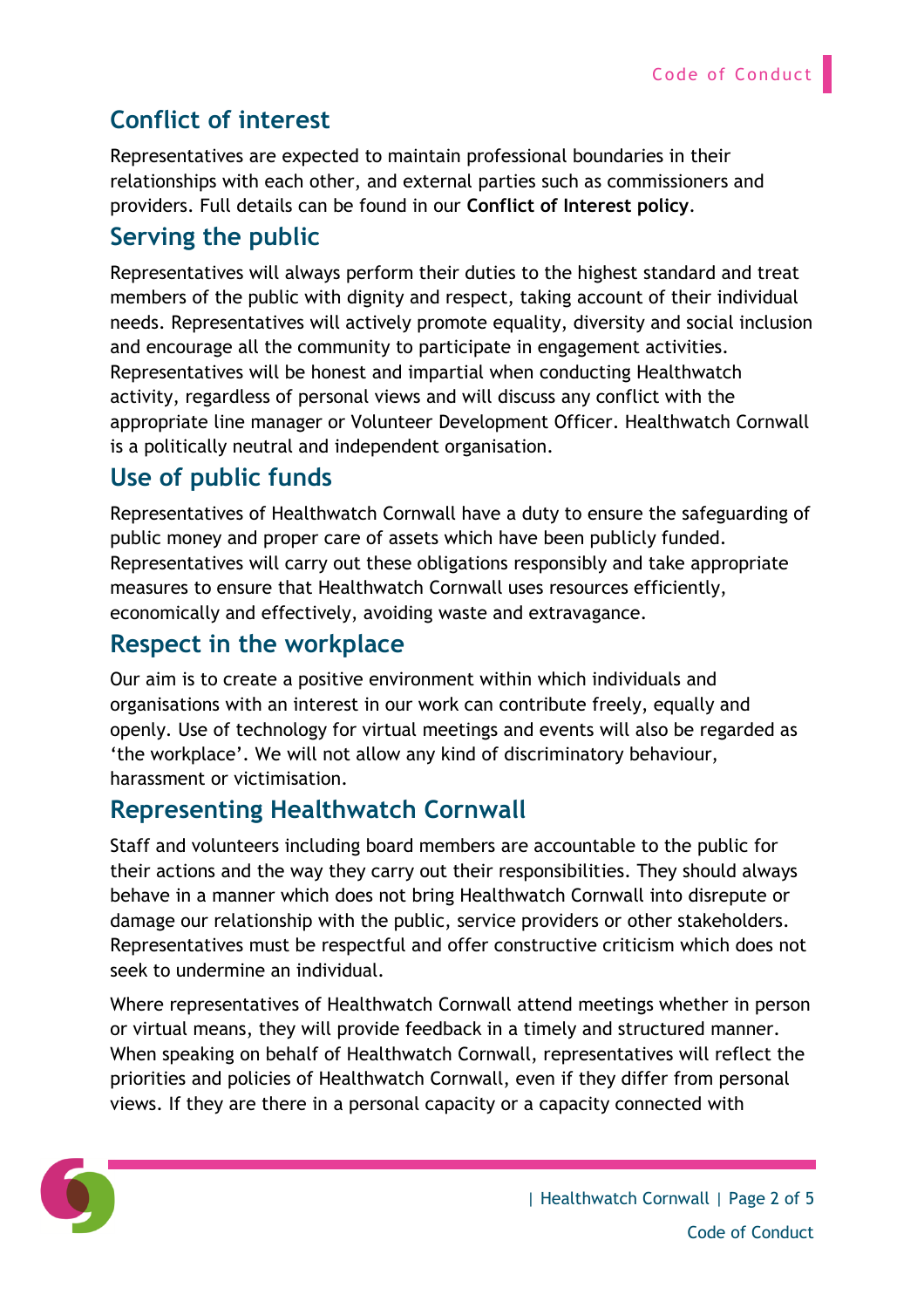## Conflict of interest

Representatives are expected to maintain professional boundaries in their relationships with each other, and external parties such as commissioners and providers. Full details can be found in our **Conflict of Interest policy**.

## Serving the public

Representatives will always perform their duties to the highest standard and treat members of the public with dignity and respect, taking account of their individual needs. Representatives will actively promote equality, diversity and social inclusion and encourage all the community to participate in engagement activities. Representatives will be honest and impartial when conducting Healthwatch activity, regardless of personal views and will discuss any conflict with the appropriate line manager or Volunteer Development Officer. Healthwatch Cornwall is a politically neutral and independent organisation.

## Use of public funds

Representatives of Healthwatch Cornwall have a duty to ensure the safeguarding of public money and proper care of assets which have been publicly funded. Representatives will carry out these obligations responsibly and take appropriate measures to ensure that Healthwatch Cornwall uses resources efficiently, economically and effectively, avoiding waste and extravagance.

## Respect in the workplace

Our aim is to create a positive environment within which individuals and organisations with an interest in our work can contribute freely, equally and openly. Use of technology for virtual meetings and events will also be regarded as 'the workplace'. We will not allow any kind of discriminatory behaviour, harassment or victimisation.

## Representing Healthwatch Cornwall

Staff and volunteers including board members are accountable to the public for their actions and the way they carry out their responsibilities. They should always behave in a manner which does not bring Healthwatch Cornwall into disrepute or damage our relationship with the public, service providers or other stakeholders. Representatives must be respectful and offer constructive criticism which does not seek to undermine an individual.

Where representatives of Healthwatch Cornwall attend meetings whether in person or virtual means, they will provide feedback in a timely and structured manner. When speaking on behalf of Healthwatch Cornwall, representatives will reflect the priorities and policies of Healthwatch Cornwall, even if they differ from personal views. If they are there in a personal capacity or a capacity connected with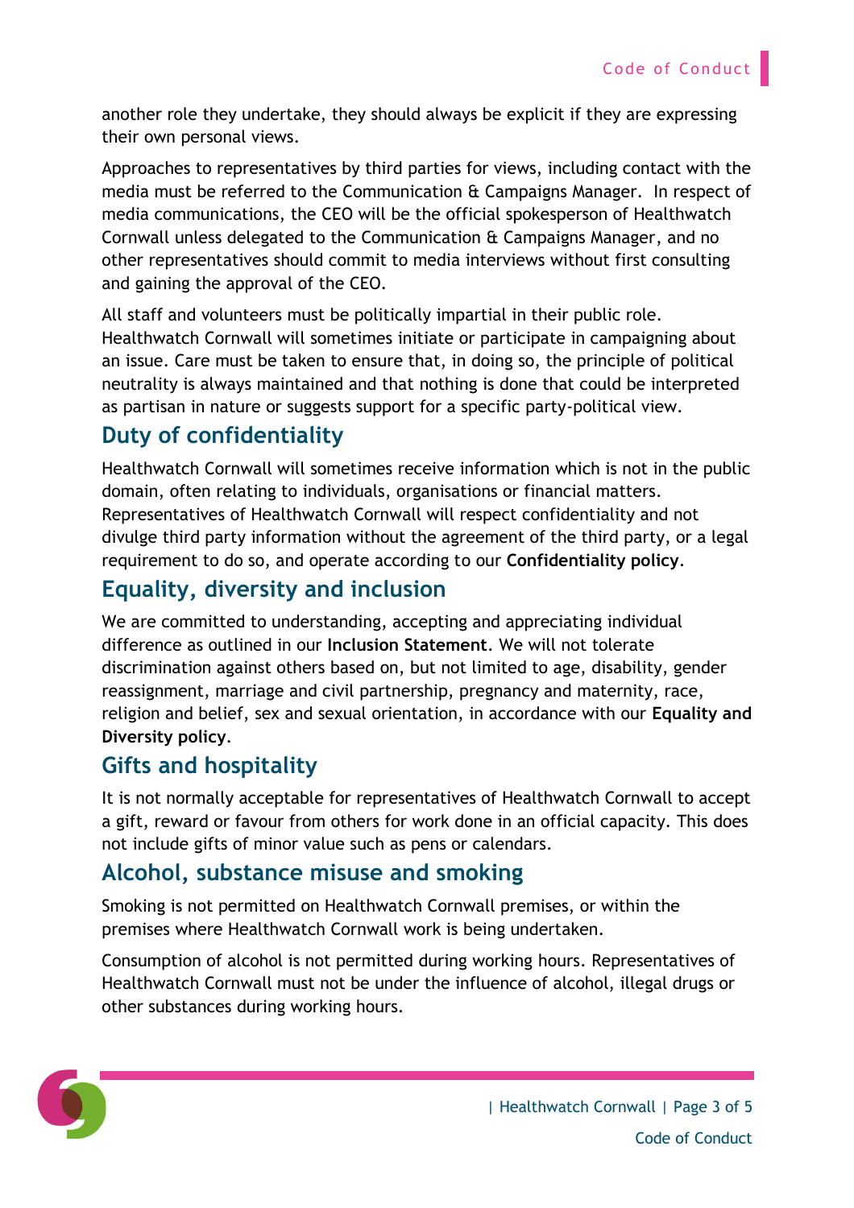another role they undertake, they should always be explicit if they are expressing their own personal views.

Approaches to representatives by third parties for views, including contact with the media must be referred to the Communication & Campaigns Manager. In respect of media communications, the CEO will be the official spokesperson of Healthwatch Cornwall unless delegated to the Communication & Campaigns Manager, and no other representatives should commit to media interviews without first consulting and gaining the approval of the CEO.

All staff and volunteers must be politically impartial in their public role. Healthwatch Cornwall will sometimes initiate or participate in campaigning about an issue. Care must be taken to ensure that, in doing so, the principle of political neutrality is always maintained and that nothing is done that could be interpreted as partisan in nature or suggests support for a specific party-political view.

## Duty of confidentiality

Healthwatch Cornwall will sometimes receive information which is not in the public domain, often relating to individuals, organisations or financial matters. Representatives of Healthwatch Cornwall will respect confidentiality and not divulge third party information without the agreement of the third party, or a legal requirement to do so, and operate according to our **Confidentiality policy**.

## Equality, diversity and inclusion

We are committed to understanding, accepting and appreciating individual difference as outlined in our **Inclusion Statement**. We will not tolerate discrimination against others based on, but not limited to age, disability, gender reassignment, marriage and civil partnership, pregnancy and maternity, race, religion and belief, sex and sexual orientation, in accordance with our **Equality and Diversity policy**.

## Gifts and hospitality

It is not normally acceptable for representatives of Healthwatch Cornwall to accept a gift, reward or favour from others for work done in an official capacity. This does not include gifts of minor value such as pens or calendars.

## Alcohol, substance misuse and smoking

Smoking is not permitted on Healthwatch Cornwall premises, or within the premises where Healthwatch Cornwall work is being undertaken.

Consumption of alcohol is not permitted during working hours. Representatives of Healthwatch Cornwall must not be under the influence of alcohol, illegal drugs or other substances during working hours.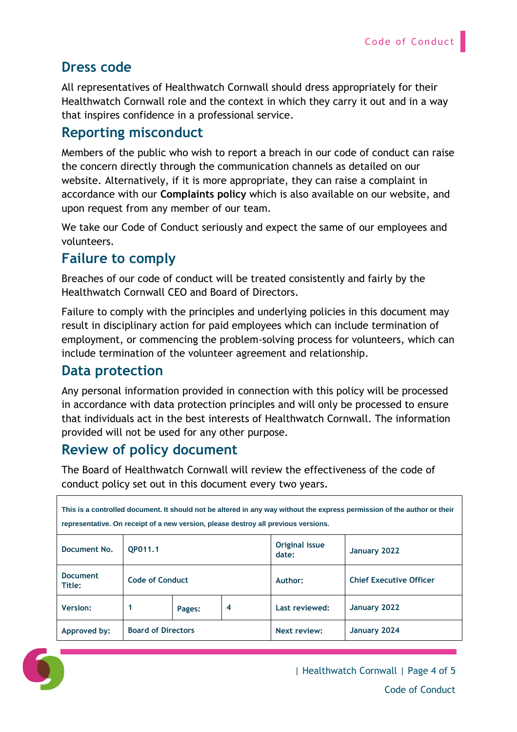## Dress code

All representatives of Healthwatch Cornwall should dress appropriately for their Healthwatch Cornwall role and the context in which they carry it out and in a way that inspires confidence in a professional service.

## Reporting misconduct

Members of the public who wish to report a breach in our code of conduct can raise the concern directly through the communication channels as detailed on our website. Alternatively, if it is more appropriate, they can raise a complaint in accordance with our **Complaints policy** which is also available on our website, and upon request from any member of our team.

We take our Code of Conduct seriously and expect the same of our employees and volunteers.

## Failure to comply

Breaches of our code of conduct will be treated consistently and fairly by the Healthwatch Cornwall CEO and Board of Directors.

Failure to comply with the principles and underlying policies in this document may result in disciplinary action for paid employees which can include termination of employment, or commencing the problem-solving process for volunteers, which can include termination of the volunteer agreement and relationship.

## Data protection

Any personal information provided in connection with this policy will be processed in accordance with data protection principles and will only be processed to ensure that individuals act in the best interests of Healthwatch Cornwall. The information provided will not be used for any other purpose.

## Review of policy document

The Board of Healthwatch Cornwall will review the effectiveness of the code of conduct policy set out in this document every two years.

| This is a controlled document. It should not be altered in any way without the express permission of the author or their representative. On receipt of a new version, please destroy all previous versions. | | | | | |
|---|---|---|---|---|---|
| Document No. | QP011.1 | | | Original issue date: | January 2022 |
| Document Title: | Code of Conduct | | | Author: | Chief Executive Officer |
| Version: | 1 | Pages: | 4 | Last reviewed: | January 2022 |
| Approved by: | Board of Directors | | | Next review: | January 2024 |